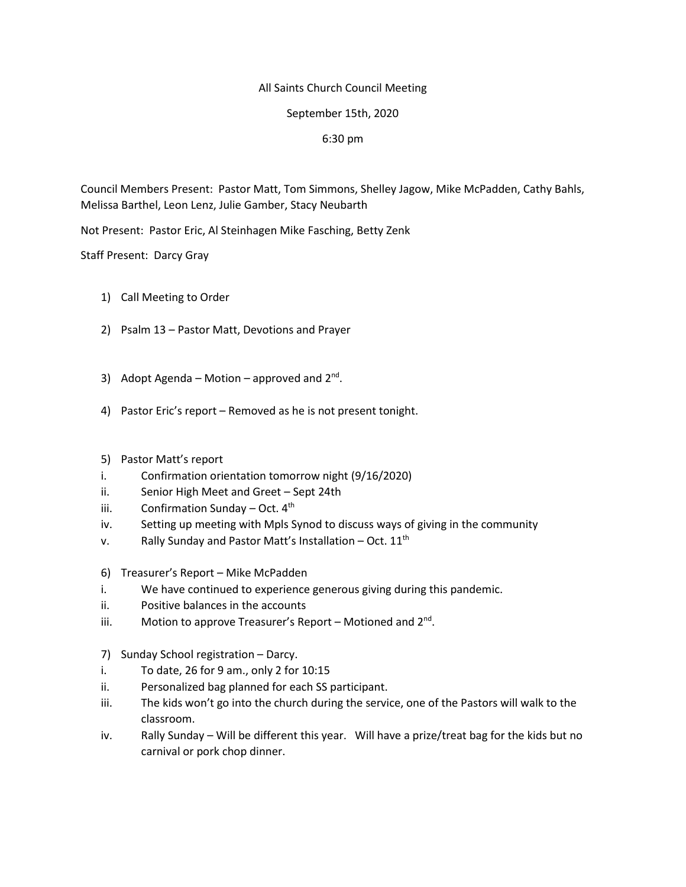All Saints Church Council Meeting

September 15th, 2020

6:30 pm

Council Members Present: Pastor Matt, Tom Simmons, Shelley Jagow, Mike McPadden, Cathy Bahls, Melissa Barthel, Leon Lenz, Julie Gamber, Stacy Neubarth

Not Present: Pastor Eric, Al Steinhagen Mike Fasching, Betty Zenk

Staff Present: Darcy Gray

1) Call Meeting to Order

2) Psalm 13 – Pastor Matt, Devotions and Prayer

3) Adopt Agenda – Motion – approved and 2nd.

4) Pastor Eric's report – Removed as he is not present tonight.

5) Pastor Matt's report

i. Confirmation orientation tomorrow night (9/16/2020)

ii. Senior High Meet and Greet – Sept 24th

iii. Confirmation Sunday – Oct. 4th

iv. Setting up meeting with Mpls Synod to discuss ways of giving in the community

v. Rally Sunday and Pastor Matt's Installation – Oct. 11th

6) Treasurer's Report – Mike McPadden

i. We have continued to experience generous giving during this pandemic.

ii. Positive balances in the accounts

iii. Motion to approve Treasurer's Report – Motioned and 2nd.

7) Sunday School registration – Darcy.

i. To date, 26 for 9 am., only 2 for 10:15

ii. Personalized bag planned for each SS participant.

iii. The kids won't go into the church during the service, one of the Pastors will walk to the classroom.

iv. Rally Sunday – Will be different this year. Will have a prize/treat bag for the kids but no carnival or pork chop dinner.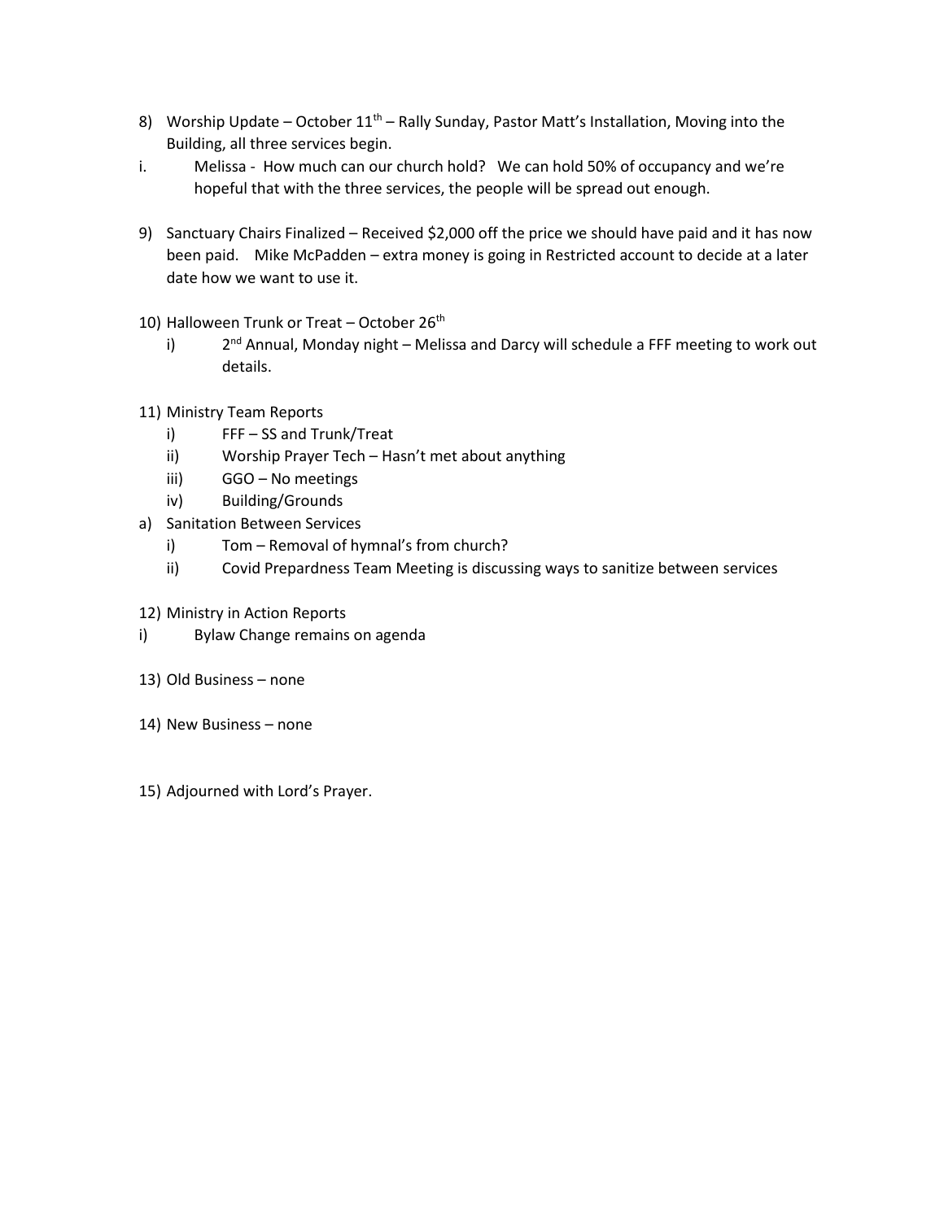8) Worship Update – October 11th – Rally Sunday, Pastor Matt's Installation, Moving into the Building, all three services begin.

i. Melissa - How much can our church hold? We can hold 50% of occupancy and we're hopeful that with the three services, the people will be spread out enough.

9) Sanctuary Chairs Finalized – Received $2,000 off the price we should have paid and it has now been paid. Mike McPadden – extra money is going in Restricted account to decide at a later date how we want to use it.

10) Halloween Trunk or Treat – October 26th

    i) 2nd Annual, Monday night – Melissa and Darcy will schedule a FFF meeting to work out details.

11) Ministry Team Reports

    i) FFF – SS and Trunk/Treat
    ii) Worship Prayer Tech – Hasn't met about anything
    iii) GGO – No meetings
    iv) Building/Grounds

a) Sanitation Between Services

    i) Tom – Removal of hymnal's from church?
    ii) Covid Prepardness Team Meeting is discussing ways to sanitize between services

12) Ministry in Action Reports

i) Bylaw Change remains on agenda

13) Old Business – none

14) New Business – none

15) Adjourned with Lord's Prayer.